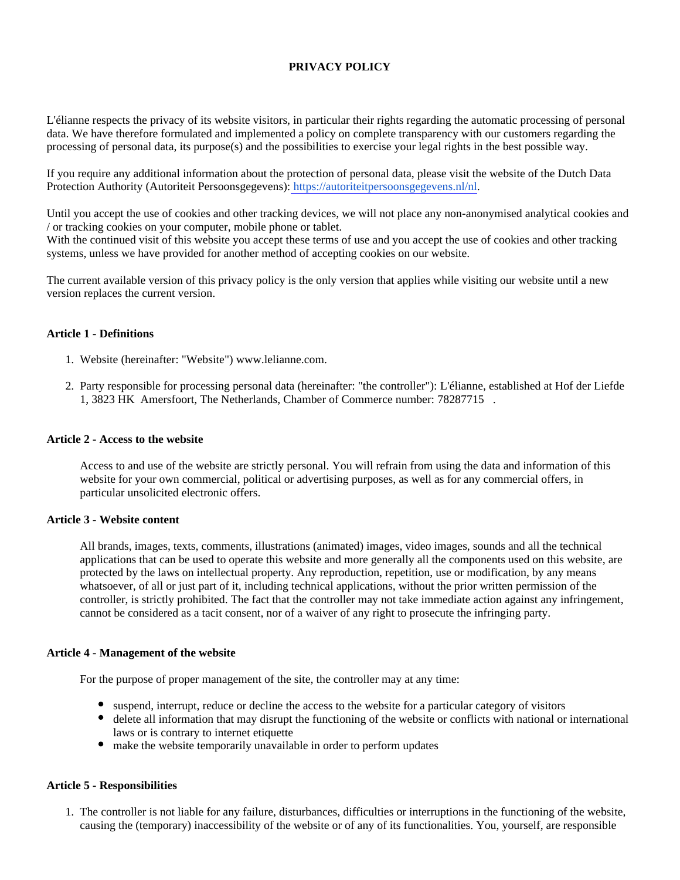# PRIVACY POLICY

L'élianne respects the privacy of its website visitors, in particular their rights regarding the automatic processing of personal data. We have therefore formulated and implemented a policy on complete transparency with our customers regarding the processing of personal data, its purpose(s) and the possibilities to exercise your legal rights in the best possible way.

If you require any additional information about the protection of personal data, please visit the website of the Dutch Data Protection Authority (Autoriteit Persoonsgegevens): https://autoriteitpersoonsgegevens.nl/nl.

Until you accept the use of cookies and other tracking devices, we will not place any non-anonymised analytical cookies and / or tracking cookies on your computer, mobile phone or tablet.
With the continued visit of this website you accept these terms of use and you accept the use of cookies and other tracking systems, unless we have provided for another method of accepting cookies on our website.

The current available version of this privacy policy is the only version that applies while visiting our website until a new version replaces the current version.

### Article 1 - Definitions

1. Website (hereinafter: "Website") www.lelianne.com.
2. Party responsible for processing personal data (hereinafter: "the controller"): L'élianne, established at Hof der Liefde 1, 3823 HK Amersfoort, The Netherlands, Chamber of Commerce number: 78287715 .

### Article 2 - Access to the website

Access to and use of the website are strictly personal. You will refrain from using the data and information of this website for your own commercial, political or advertising purposes, as well as for any commercial offers, in particular unsolicited electronic offers.

### Article 3 - Website content

All brands, images, texts, comments, illustrations (animated) images, video images, sounds and all the technical applications that can be used to operate this website and more generally all the components used on this website, are protected by the laws on intellectual property. Any reproduction, repetition, use or modification, by any means whatsoever, of all or just part of it, including technical applications, without the prior written permission of the controller, is strictly prohibited. The fact that the controller may not take immediate action against any infringement, cannot be considered as a tacit consent, nor of a waiver of any right to prosecute the infringing party.

### Article 4 - Management of the website

For the purpose of proper management of the site, the controller may at any time:

- suspend, interrupt, reduce or decline the access to the website for a particular category of visitors
- delete all information that may disrupt the functioning of the website or conflicts with national or international laws or is contrary to internet etiquette
- make the website temporarily unavailable in order to perform updates

### Article 5 - Responsibilities

1. The controller is not liable for any failure, disturbances, difficulties or interruptions in the functioning of the website, causing the (temporary) inaccessibility of the website or of any of its functionalities. You, yourself, are responsible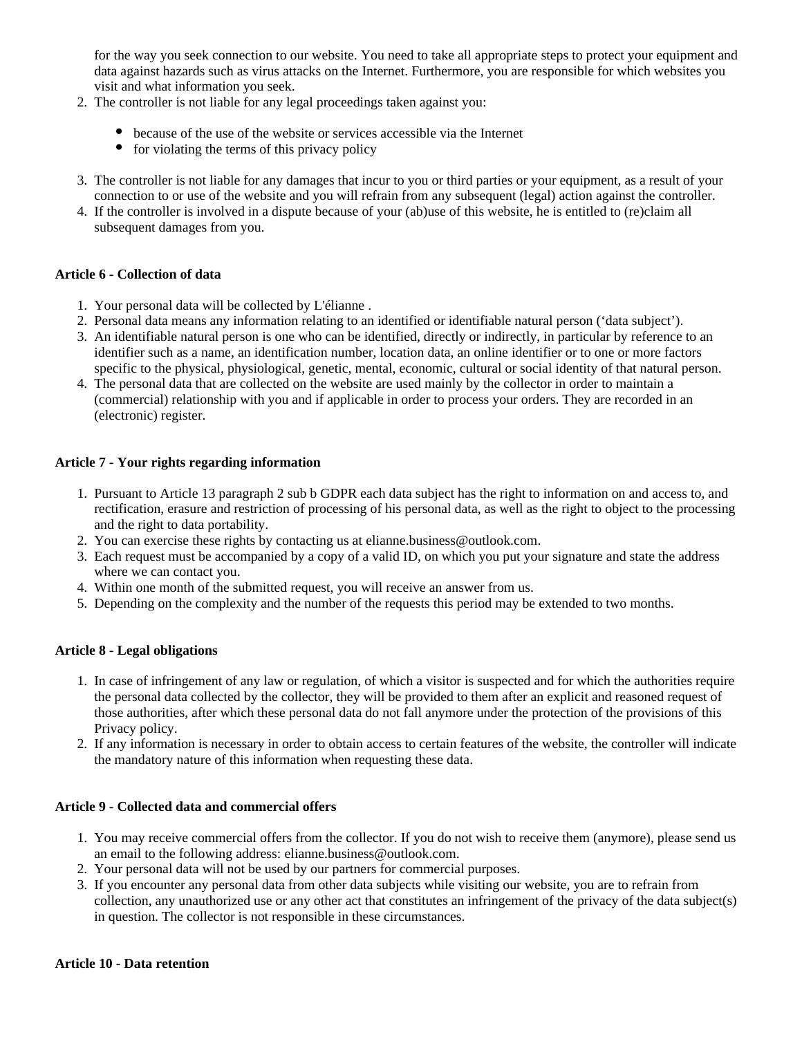for the way you seek connection to our website. You need to take all appropriate steps to protect your equipment and data against hazards such as virus attacks on the Internet. Furthermore, you are responsible for which websites you visit and what information you seek.

2. The controller is not liable for any legal proceedings taken against you:
   - because of the use of the website or services accessible via the Internet
   - for violating the terms of this privacy policy
3. The controller is not liable for any damages that incur to you or third parties or your equipment, as a result of your connection to or use of the website and you will refrain from any subsequent (legal) action against the controller.
4. If the controller is involved in a dispute because of your (ab)use of this website, he is entitled to (re)claim all subsequent damages from you.

**Article 6 - Collection of data**

1. Your personal data will be collected by L'élianne .
2. Personal data means any information relating to an identified or identifiable natural person ('data subject').
3. An identifiable natural person is one who can be identified, directly or indirectly, in particular by reference to an identifier such as a name, an identification number, location data, an online identifier or to one or more factors specific to the physical, physiological, genetic, mental, economic, cultural or social identity of that natural person.
4. The personal data that are collected on the website are used mainly by the collector in order to maintain a (commercial) relationship with you and if applicable in order to process your orders. They are recorded in an (electronic) register.

**Article 7 - Your rights regarding information**

1. Pursuant to Article 13 paragraph 2 sub b GDPR each data subject has the right to information on and access to, and rectification, erasure and restriction of processing of his personal data, as well as the right to object to the processing and the right to data portability.
2. You can exercise these rights by contacting us at elianne.business@outlook.com.
3. Each request must be accompanied by a copy of a valid ID, on which you put your signature and state the address where we can contact you.
4. Within one month of the submitted request, you will receive an answer from us.
5. Depending on the complexity and the number of the requests this period may be extended to two months.

**Article 8 - Legal obligations**

1. In case of infringement of any law or regulation, of which a visitor is suspected and for which the authorities require the personal data collected by the collector, they will be provided to them after an explicit and reasoned request of those authorities, after which these personal data do not fall anymore under the protection of the provisions of this Privacy policy.
2. If any information is necessary in order to obtain access to certain features of the website, the controller will indicate the mandatory nature of this information when requesting these data.

**Article 9 - Collected data and commercial offers**

1. You may receive commercial offers from the collector. If you do not wish to receive them (anymore), please send us an email to the following address: elianne.business@outlook.com.
2. Your personal data will not be used by our partners for commercial purposes.
3. If you encounter any personal data from other data subjects while visiting our website, you are to refrain from collection, any unauthorized use or any other act that constitutes an infringement of the privacy of the data subject(s) in question. The collector is not responsible in these circumstances.

**Article 10 - Data retention**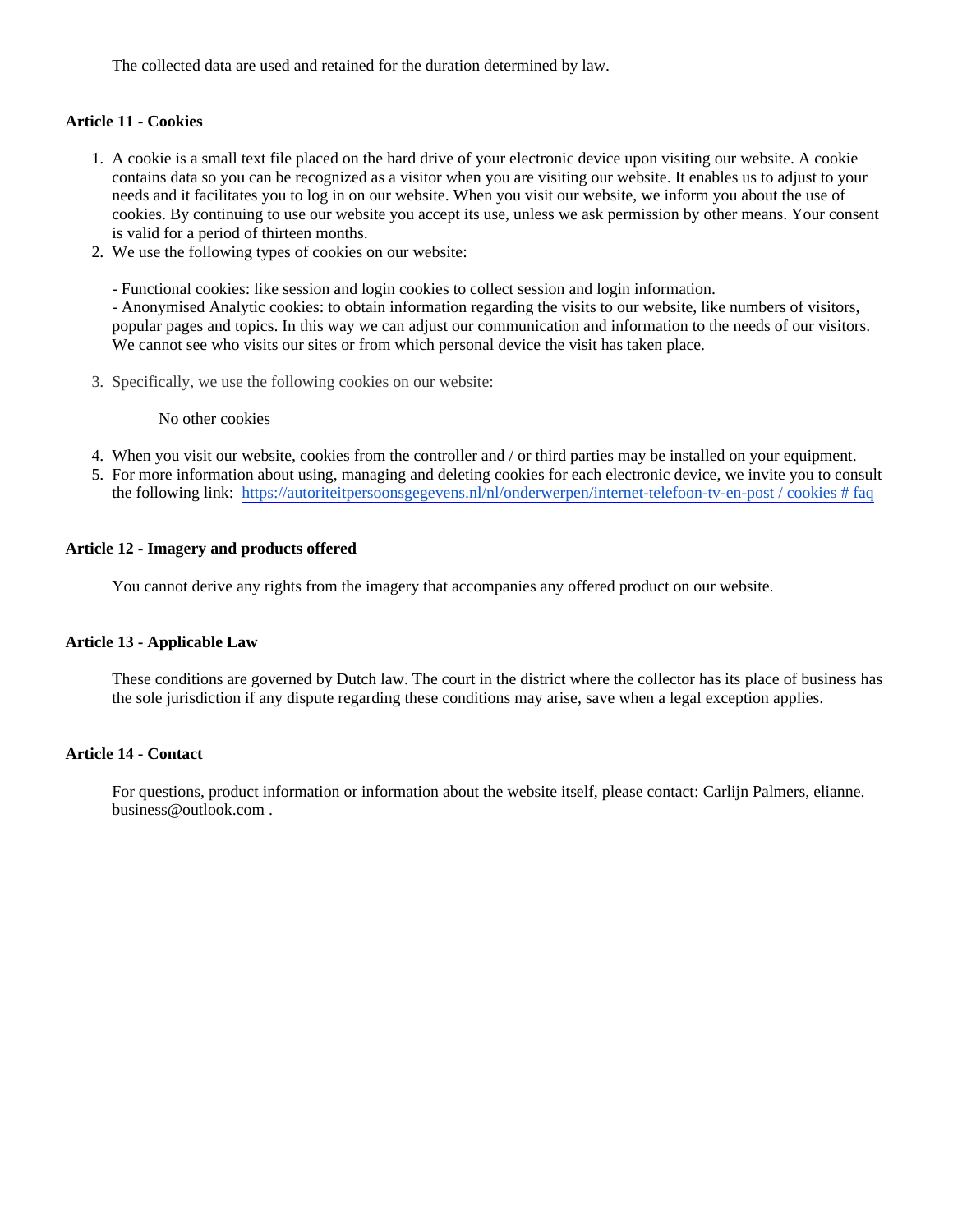The collected data are used and retained for the duration determined by law.

**Article 11 - Cookies**

1. A cookie is a small text file placed on the hard drive of your electronic device upon visiting our website. A cookie contains data so you can be recognized as a visitor when you are visiting our website. It enables us to adjust to your needs and it facilitates you to log in on our website. When you visit our website, we inform you about the use of cookies. By continuing to use our website you accept its use, unless we ask permission by other means. Your consent is valid for a period of thirteen months.
2. We use the following types of cookies on our website:

   - Functional cookies: like session and login cookies to collect session and login information.
   - Anonymised Analytic cookies: to obtain information regarding the visits to our website, like numbers of visitors, popular pages and topics. In this way we can adjust our communication and information to the needs of our visitors. We cannot see who visits our sites or from which personal device the visit has taken place.

3. Specifically, we use the following cookies on our website:

   No other cookies

4. When you visit our website, cookies from the controller and / or third parties may be installed on your equipment.
5. For more information about using, managing and deleting cookies for each electronic device, we invite you to consult the following link: https://autoriteitpersoonsgegevens.nl/nl/onderwerpen/internet-telefoon-tv-en-post / cookies # faq

**Article 12 - Imagery and products offered**

You cannot derive any rights from the imagery that accompanies any offered product on our website.

**Article 13 - Applicable Law**

These conditions are governed by Dutch law. The court in the district where the collector has its place of business has the sole jurisdiction if any dispute regarding these conditions may arise, save when a legal exception applies.

**Article 14 - Contact**

For questions, product information or information about the website itself, please contact: Carlijn Palmers, elianne. business@outlook.com .